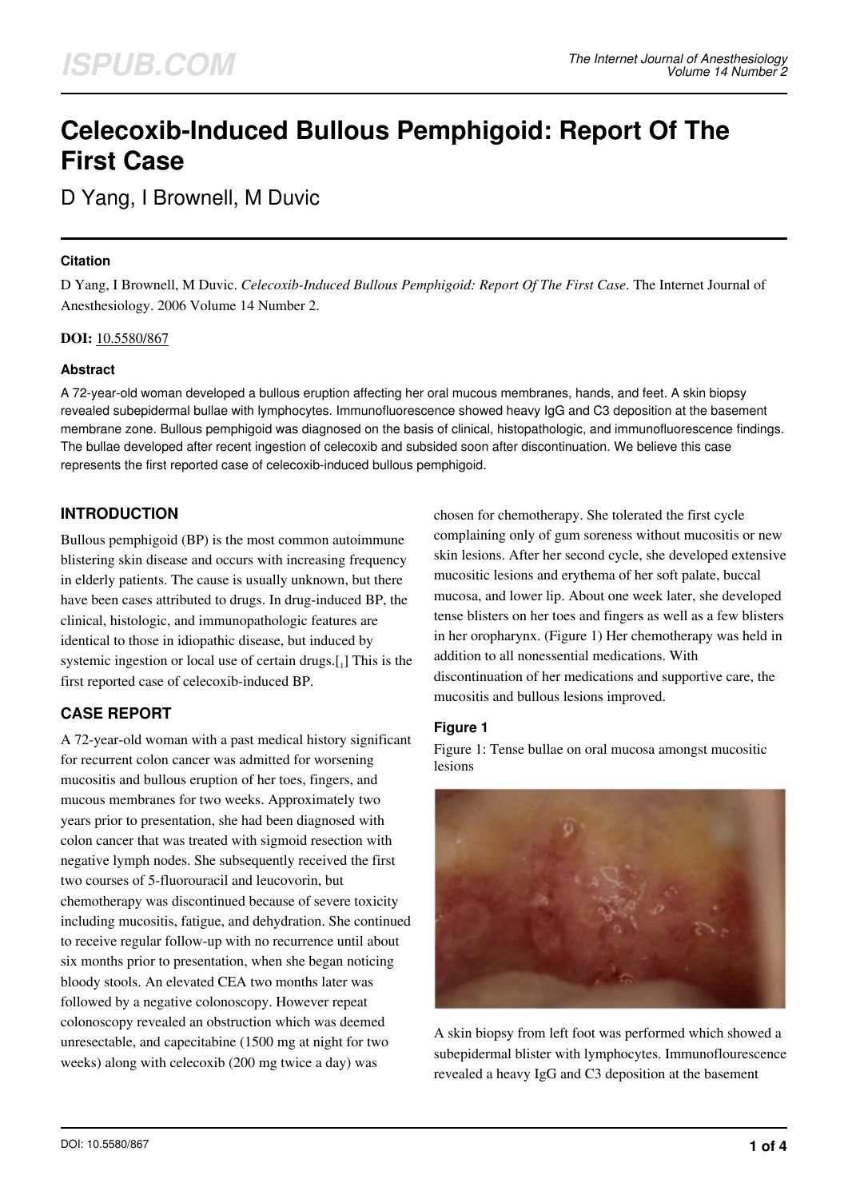# Celecoxib-Induced Bullous Pemphigoid: Report Of The First Case

D Yang, I Brownell, M Duvic

### Citation

D Yang, I Brownell, M Duvic. *Celecoxib-Induced Bullous Pemphigoid: Report Of The First Case*. The Internet Journal of Anesthesiology. 2006 Volume 14 Number 2.

**DOI:** 10.5580/867

### Abstract

A 72-year-old woman developed a bullous eruption affecting her oral mucous membranes, hands, and feet. A skin biopsy revealed subepidermal bullae with lymphocytes. Immunofluorescence showed heavy IgG and C3 deposition at the basement membrane zone. Bullous pemphigoid was diagnosed on the basis of clinical, histopathologic, and immunofluorescence findings. The bullae developed after recent ingestion of celecoxib and subsided soon after discontinuation. We believe this case represents the first reported case of celecoxib-induced bullous pemphigoid.

## INTRODUCTION

Bullous pemphigoid (BP) is the most common autoimmune blistering skin disease and occurs with increasing frequency in elderly patients. The cause is usually unknown, but there have been cases attributed to drugs. In drug-induced BP, the clinical, histologic, and immunopathologic features are identical to those in idiopathic disease, but induced by systemic ingestion or local use of certain drugs.[1] This is the first reported case of celecoxib-induced BP.

## CASE REPORT

A 72-year-old woman with a past medical history significant for recurrent colon cancer was admitted for worsening mucositis and bullous eruption of her toes, fingers, and mucous membranes for two weeks. Approximately two years prior to presentation, she had been diagnosed with colon cancer that was treated with sigmoid resection with negative lymph nodes. She subsequently received the first two courses of 5-fluorouracil and leucovorin, but chemotherapy was discontinued because of severe toxicity including mucositis, fatigue, and dehydration. She continued to receive regular follow-up with no recurrence until about six months prior to presentation, when she began noticing bloody stools. An elevated CEA two months later was followed by a negative colonoscopy. However repeat colonoscopy revealed an obstruction which was deemed unresectable, and capecitabine (1500 mg at night for two weeks) along with celecoxib (200 mg twice a day) was chosen for chemotherapy. She tolerated the first cycle complaining only of gum soreness without mucositis or new skin lesions. After her second cycle, she developed extensive mucositic lesions and erythema of her soft palate, buccal mucosa, and lower lip. About one week later, she developed tense blisters on her toes and fingers as well as a few blisters in her oropharynx. (Figure 1) Her chemotherapy was held in addition to all nonessential medications. With discontinuation of her medications and supportive care, the mucositis and bullous lesions improved.

### Figure 1

Figure 1: Tense bullae on oral mucosa amongst mucositic lesions

A skin biopsy from left foot was performed which showed a subepidermal blister with lymphocytes. Immunoflourescence revealed a heavy IgG and C3 deposition at the basement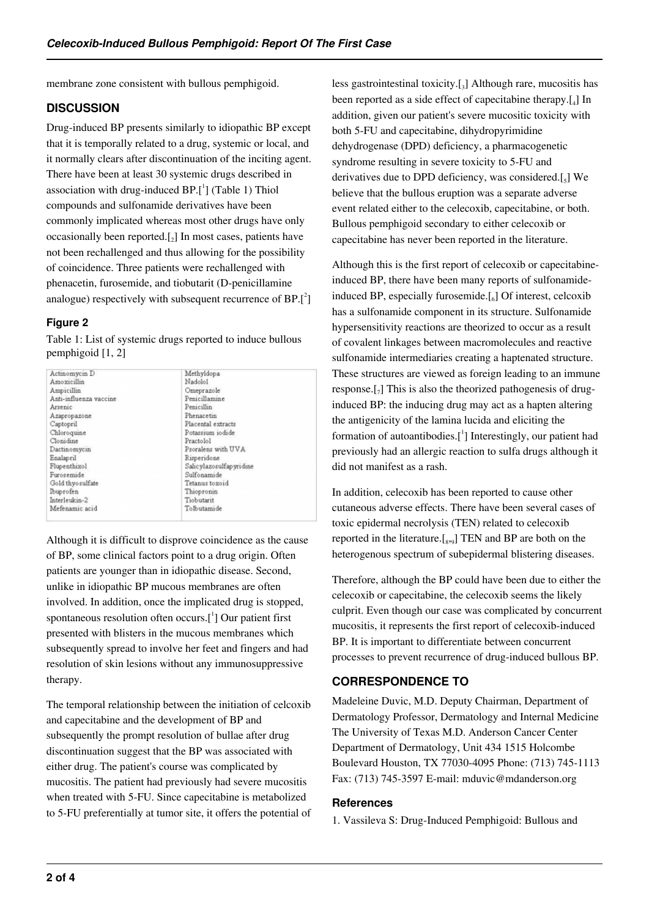membrane zone consistent with bullous pemphigoid.

## DISCUSSION

Drug-induced BP presents similarly to idiopathic BP except that it is temporally related to a drug, systemic or local, and it normally clears after discontinuation of the inciting agent. There have been at least 30 systemic drugs described in association with drug-induced BP.[1] (Table 1) Thiol compounds and sulfonamide derivatives have been commonly implicated whereas most other drugs have only occasionally been reported.[2] In most cases, patients have not been rechallenged and thus allowing for the possibility of coincidence. Three patients were rechallenged with phenacetin, furosemide, and tiobutarit (D-penicillamine analogue) respectively with subsequent recurrence of BP.[2]

### Figure 2

Table 1: List of systemic drugs reported to induce bullous pemphigoid [1, 2]

| | |
|---|---|
| Actinomycin D | Methyldopa |
| Amoxicillin | Nadolol |
| Ampicillin | Omeprazole |
| Anti-influenza vaccine | Penicillamine |
| Arsenic | Penicillin |
| Azapropazone | Phenacetin |
| Captopril | Placental extracts |
| Chloroquine | Potassium iodide |
| Clonidine | Practolol |
| Dactinomycin | Psoralens with UVA |
| Enalapril | Risperidone |
| Flupenthixol | Salicylazosulfapyridine |
| Furosemide | Sulfonamide |
| Gold thyosulfate | Tetanus toxoid |
| Ibuprofen | Thiopronin |
| Interleukin-2 | Tiobutarit |
| Mefenamic acid | Tolbutamide |

Although it is difficult to disprove coincidence as the cause of BP, some clinical factors point to a drug origin. Often patients are younger than in idiopathic disease. Second, unlike in idiopathic BP mucous membranes are often involved. In addition, once the implicated drug is stopped, spontaneous resolution often occurs.[1] Our patient first presented with blisters in the mucous membranes which subsequently spread to involve her feet and fingers and had resolution of skin lesions without any immunosuppressive therapy.

The temporal relationship between the initiation of celcoxib and capecitabine and the development of BP and subsequently the prompt resolution of bullae after drug discontinuation suggest that the BP was associated with either drug. The patient's course was complicated by mucositis. The patient had previously had severe mucositis when treated with 5-FU. Since capecitabine is metabolized to 5-FU preferentially at tumor site, it offers the potential of less gastrointestinal toxicity.[3] Although rare, mucositis has been reported as a side effect of capecitabine therapy.[4] In addition, given our patient's severe mucositic toxicity with both 5-FU and capecitabine, dihydropyrimidine dehydrogenase (DPD) deficiency, a pharmacogenetic syndrome resulting in severe toxicity to 5-FU and derivatives due to DPD deficiency, was considered.[5] We believe that the bullous eruption was a separate adverse event related either to the celecoxib, capecitabine, or both. Bullous pemphigoid secondary to either celecoxib or capecitabine has never been reported in the literature.

Although this is the first report of celecoxib or capecitabine-induced BP, there have been many reports of sulfonamide-induced BP, especially furosemide.[6] Of interest, celcoxib has a sulfonamide component in its structure. Sulfonamide hypersensitivity reactions are theorized to occur as a result of covalent linkages between macromolecules and reactive sulfonamide intermediaries creating a haptenated structure. These structures are viewed as foreign leading to an immune response.[7] This is also the theorized pathogenesis of drug-induced BP: the inducing drug may act as a hapten altering the antigenicity of the lamina lucida and eliciting the formation of autoantibodies.[1] Interestingly, our patient had previously had an allergic reaction to sulfa drugs although it did not manifest as a rash.

In addition, celecoxib has been reported to cause other cutaneous adverse effects. There have been several cases of toxic epidermal necrolysis (TEN) related to celecoxib reported in the literature.[8,9] TEN and BP are both on the heterogenous spectrum of subepidermal blistering diseases.

Therefore, although the BP could have been due to either the celecoxib or capecitabine, the celecoxib seems the likely culprit. Even though our case was complicated by concurrent mucositis, it represents the first report of celecoxib-induced BP. It is important to differentiate between concurrent processes to prevent recurrence of drug-induced bullous BP.

## CORRESPONDENCE TO

Madeleine Duvic, M.D. Deputy Chairman, Department of Dermatology Professor, Dermatology and Internal Medicine The University of Texas M.D. Anderson Cancer Center Department of Dermatology, Unit 434 1515 Holcombe Boulevard Houston, TX 77030-4095 Phone: (713) 745-1113 Fax: (713) 745-3597 E-mail: mduvic@mdanderson.org

### References

1. Vassileva S: Drug-Induced Pemphigoid: Bullous and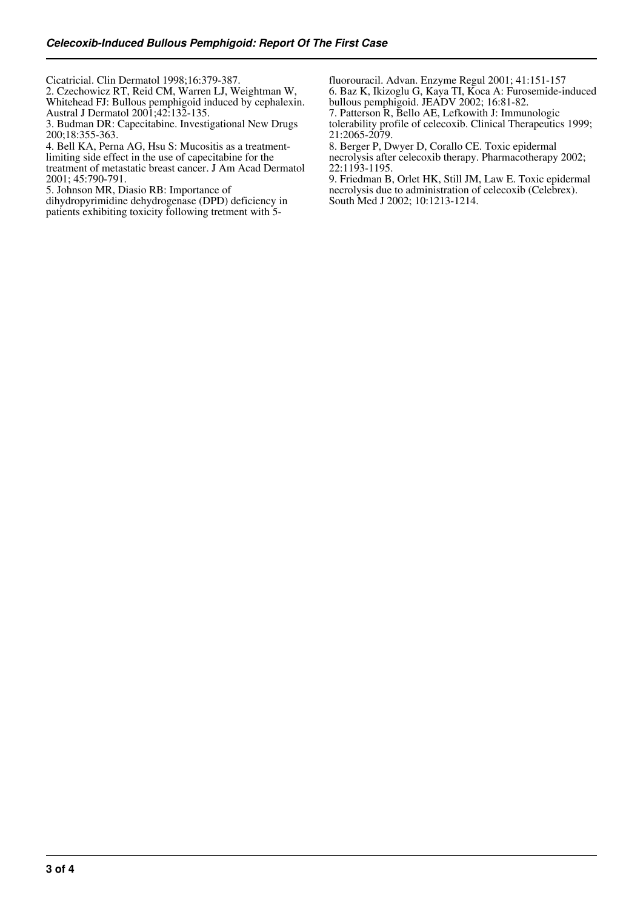Cicatricial. Clin Dermatol 1998;16:379-387.

2. Czechowicz RT, Reid CM, Warren LJ, Weightman W, Whitehead FJ: Bullous pemphigoid induced by cephalexin. Austral J Dermatol 2001;42:132-135.

3. Budman DR: Capecitabine. Investigational New Drugs 200;18:355-363.

4. Bell KA, Perna AG, Hsu S: Mucositis as a treatment-limiting side effect in the use of capecitabine for the treatment of metastatic breast cancer. J Am Acad Dermatol 2001; 45:790-791.

5. Johnson MR, Diasio RB: Importance of dihydropyrimidine dehydrogenase (DPD) deficiency in patients exhibiting toxicity following tretment with 5-fluorouracil. Advan. Enzyme Regul 2001; 41:151-157

6. Baz K, Ikizoglu G, Kaya TI, Koca A: Furosemide-induced bullous pemphigoid. JEADV 2002; 16:81-82.

7. Patterson R, Bello AE, Lefkowith J: Immunologic tolerability profile of celecoxib. Clinical Therapeutics 1999; 21:2065-2079.

8. Berger P, Dwyer D, Corallo CE. Toxic epidermal necrolysis after celecoxib therapy. Pharmacotherapy 2002; 22:1193-1195.

9. Friedman B, Orlet HK, Still JM, Law E. Toxic epidermal necrolysis due to administration of celecoxib (Celebrex). South Med J 2002; 10:1213-1214.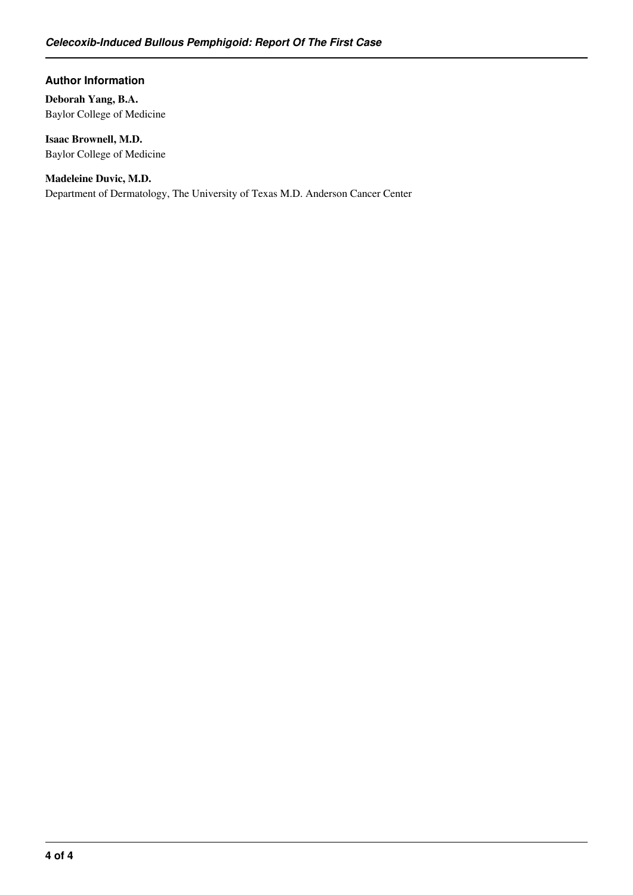## Author Information

**Deborah Yang, B.A.**
Baylor College of Medicine

**Isaac Brownell, M.D.**
Baylor College of Medicine

**Madeleine Duvic, M.D.**
Department of Dermatology, The University of Texas M.D. Anderson Cancer Center